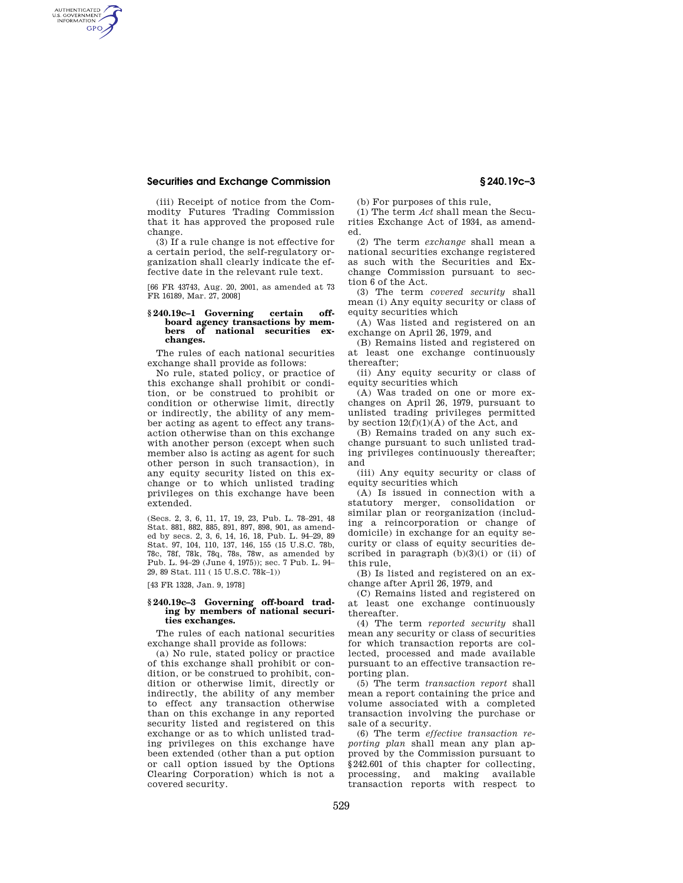(iii) Receipt of notice from the Commodity Futures Trading Commission that it has approved the proposed rule change.

(3) If a rule change is not effective for a certain period, the self-regulatory organization shall clearly indicate the effective date in the relevant rule text.

[66 FR 43743, Aug. 20, 2001, as amended at 73 FR 16189, Mar. 27, 2008]

### § 240.19c–1 Governing certain off-board agency transactions by members of national securities exchanges.

The rules of each national securities exchange shall provide as follows:

No rule, stated policy, or practice of this exchange shall prohibit or condition, or be construed to prohibit or condition or otherwise limit, directly or indirectly, the ability of any member acting as agent to effect any transaction otherwise than on this exchange with another person (except when such member also is acting as agent for such other person in such transaction), in any equity security listed on this exchange or to which unlisted trading privileges on this exchange have been extended.

(Secs. 2, 3, 6, 11, 17, 19, 23, Pub. L. 78–291, 48 Stat. 881, 882, 885, 891, 897, 898, 901, as amended by secs. 2, 3, 6, 14, 16, 18, Pub. L. 94–29, 89 Stat. 97, 104, 110, 137, 146, 155 (15 U.S.C. 78b, 78c, 78f, 78k, 78q, 78s, 78w, as amended by Pub. L. 94–29 (June 4, 1975)); sec. 7 Pub. L. 94–29, 89 Stat. 111 ( 15 U.S.C. 78k–1))

[43 FR 1328, Jan. 9, 1978]

### § 240.19c–3 Governing off-board trading by members of national securities exchanges.

The rules of each national securities exchange shall provide as follows:

(a) No rule, stated policy or practice of this exchange shall prohibit or condition, or be construed to prohibit, condition or otherwise limit, directly or indirectly, the ability of any member to effect any transaction otherwise than on this exchange in any reported security listed and registered on this exchange or as to which unlisted trading privileges on this exchange have been extended (other than a put option or call option issued by the Options Clearing Corporation) which is not a covered security.

(b) For purposes of this rule,

(1) The term *Act* shall mean the Securities Exchange Act of 1934, as amended.

(2) The term *exchange* shall mean a national securities exchange registered as such with the Securities and Exchange Commission pursuant to section 6 of the Act.

(3) The term *covered security* shall mean (i) Any equity security or class of equity securities which

(A) Was listed and registered on an exchange on April 26, 1979, and

(B) Remains listed and registered on at least one exchange continuously thereafter;

(ii) Any equity security or class of equity securities which

(A) Was traded on one or more exchanges on April 26, 1979, pursuant to unlisted trading privileges permitted by section 12(f)(1)(A) of the Act, and

(B) Remains traded on any such exchange pursuant to such unlisted trading privileges continuously thereafter; and

(iii) Any equity security or class of equity securities which

(A) Is issued in connection with a statutory merger, consolidation or similar plan or reorganization (including a reincorporation or change of domicile) in exchange for an equity security or class of equity securities described in paragraph (b)(3)(i) or (ii) of this rule,

(B) Is listed and registered on an exchange after April 26, 1979, and

(C) Remains listed and registered on at least one exchange continuously thereafter.

(4) The term *reported security* shall mean any security or class of securities for which transaction reports are collected, processed and made available pursuant to an effective transaction reporting plan.

(5) The term *transaction report* shall mean a report containing the price and volume associated with a completed transaction involving the purchase or sale of a security.

(6) The term *effective transaction reporting plan* shall mean any plan approved by the Commission pursuant to §242.601 of this chapter for collecting, processing, and making available transaction reports with respect to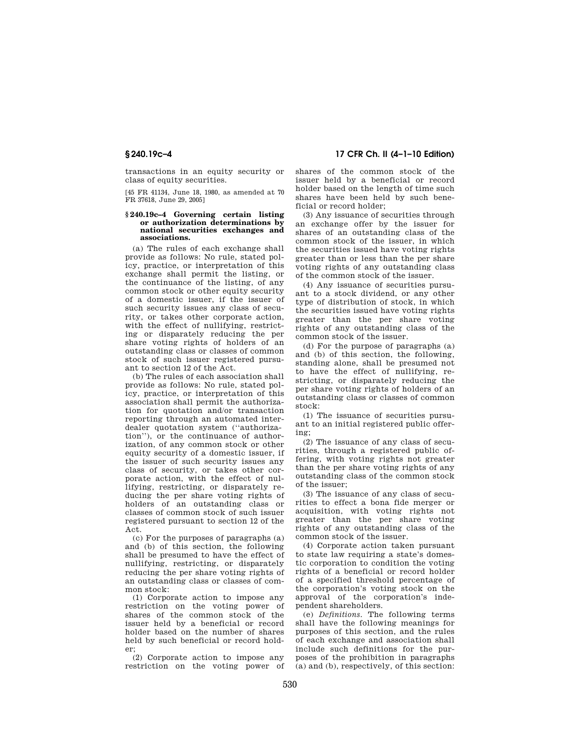transactions in an equity security or class of equity securities.

[45 FR 41134, June 18, 1980, as amended at 70 FR 37618, June 29, 2005]

### § 240.19c–4 Governing certain listing or authorization determinations by national securities exchanges and associations.

(a) The rules of each exchange shall provide as follows: No rule, stated policy, practice, or interpretation of this exchange shall permit the listing, or the continuance of the listing, of any common stock or other equity security of a domestic issuer, if the issuer of such security issues any class of security, or takes other corporate action, with the effect of nullifying, restricting or disparately reducing the per share voting rights of holders of an outstanding class or classes of common stock of such issuer registered pursuant to section 12 of the Act.

(b) The rules of each association shall provide as follows: No rule, stated policy, practice, or interpretation of this association shall permit the authorization for quotation and/or transaction reporting through an automated inter-dealer quotation system (''authorization''), or the continuance of authorization, of any common stock or other equity security of a domestic issuer, if the issuer of such security issues any class of security, or takes other corporate action, with the effect of nullifying, restricting, or disparately reducing the per share voting rights of holders of an outstanding class or classes of common stock of such issuer registered pursuant to section 12 of the Act.

(c) For the purposes of paragraphs (a) and (b) of this section, the following shall be presumed to have the effect of nullifying, restricting, or disparately reducing the per share voting rights of an outstanding class or classes of common stock:

(1) Corporate action to impose any restriction on the voting power of shares of the common stock of the issuer held by a beneficial or record holder based on the number of shares held by such beneficial or record holder;

(2) Corporate action to impose any restriction on the voting power of shares of the common stock of the issuer held by a beneficial or record holder based on the length of time such shares have been held by such beneficial or record holder;

(3) Any issuance of securities through an exchange offer by the issuer for shares of an outstanding class of the common stock of the issuer, in which the securities issued have voting rights greater than or less than the per share voting rights of any outstanding class of the common stock of the issuer.

(4) Any issuance of securities pursuant to a stock dividend, or any other type of distribution of stock, in which the securities issued have voting rights greater than the per share voting rights of any outstanding class of the common stock of the issuer.

(d) For the purpose of paragraphs (a) and (b) of this section, the following, standing alone, shall be presumed not to have the effect of nullifying, restricting, or disparately reducing the per share voting rights of holders of an outstanding class or classes of common stock:

(1) The issuance of securities pursuant to an initial registered public offering;

(2) The issuance of any class of securities, through a registered public offering, with voting rights not greater than the per share voting rights of any outstanding class of the common stock of the issuer;

(3) The issuance of any class of securities to effect a bona fide merger or acquisition, with voting rights not greater than the per share voting rights of any outstanding class of the common stock of the issuer.

(4) Corporate action taken pursuant to state law requiring a state's domestic corporation to condition the voting rights of a beneficial or record holder of a specified threshold percentage of the corporation's voting stock on the approval of the corporation's independent shareholders.

(e) *Definitions.* The following terms shall have the following meanings for purposes of this section, and the rules of each exchange and association shall include such definitions for the purposes of the prohibition in paragraphs (a) and (b), respectively, of this section: